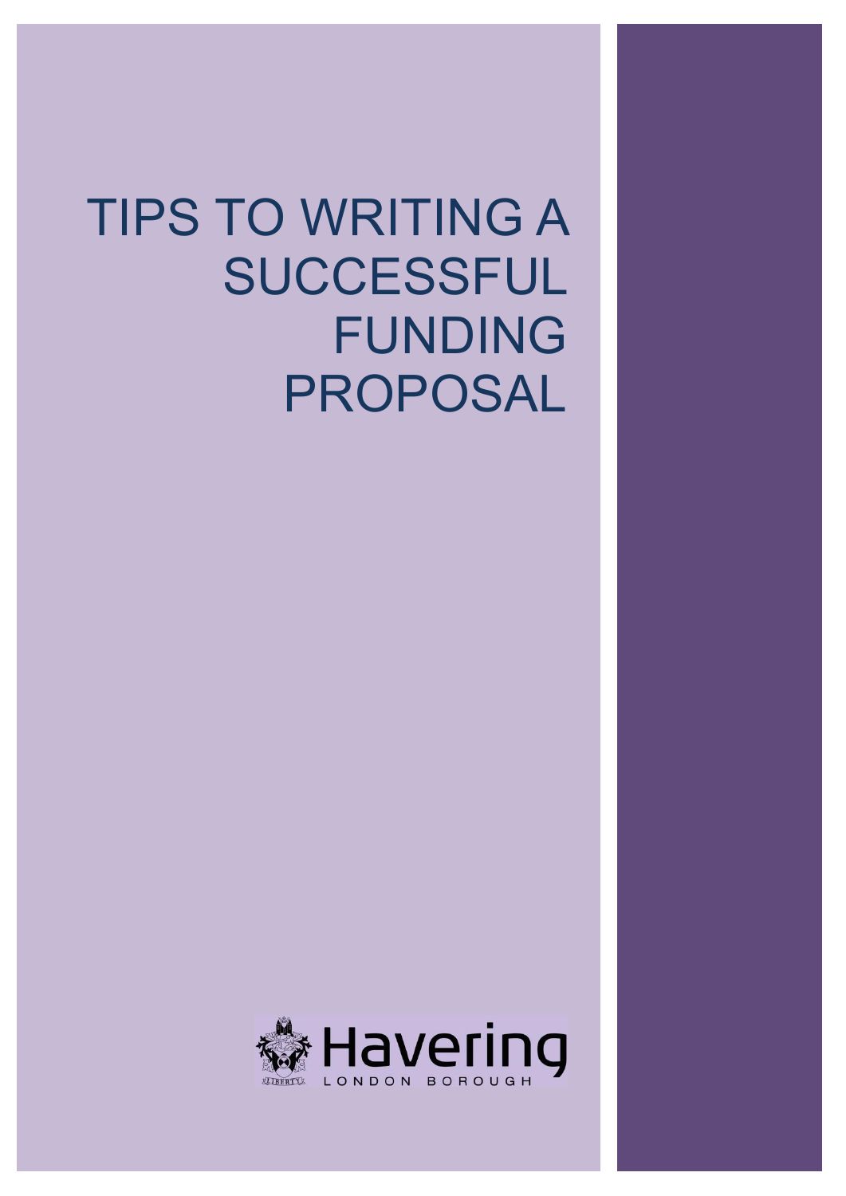# TIPS TO WRITING A SUCCESSFUL FUNDING PROPOSAL

Havering
LONDON BOROUGH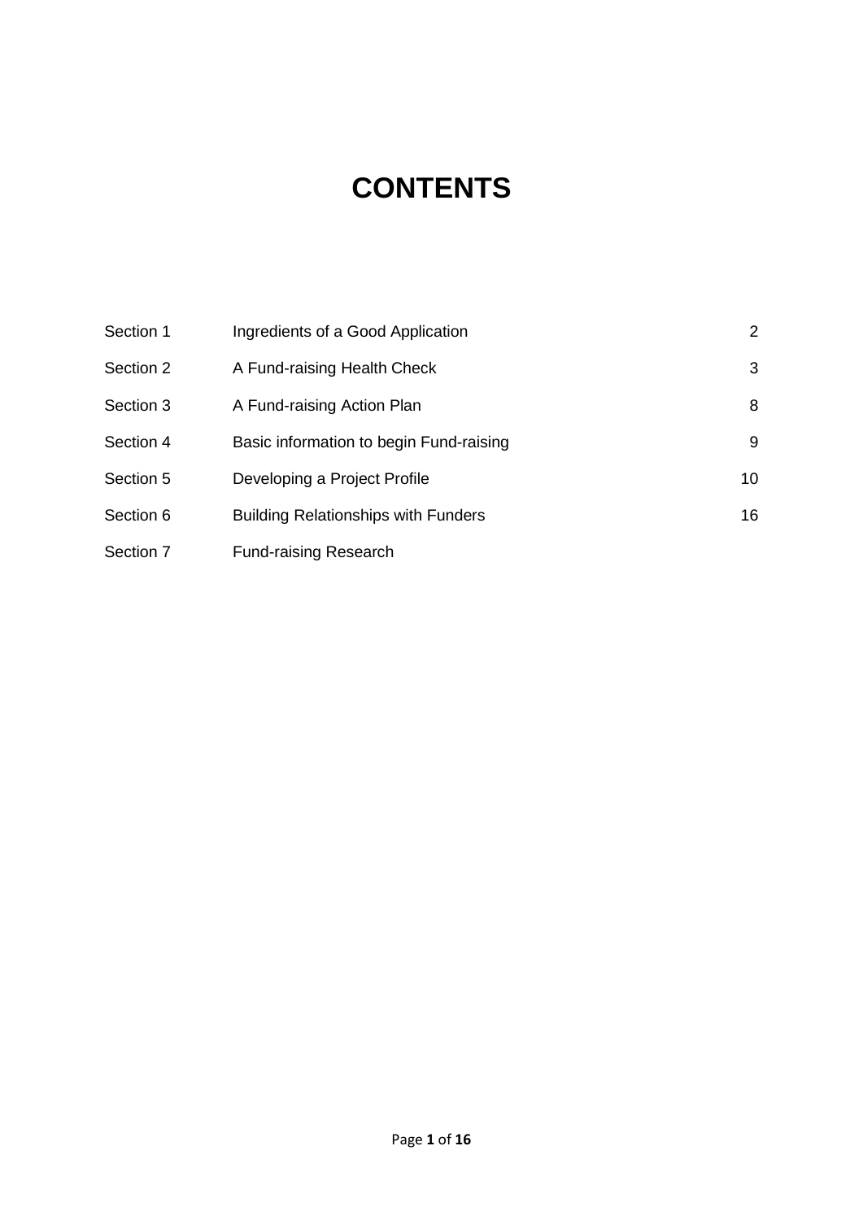# CONTENTS

| | | |
|---|---|---|
| Section 1 | Ingredients of a Good Application | 2 |
| Section 2 | A Fund-raising Health Check | 3 |
| Section 3 | A Fund-raising Action Plan | 8 |
| Section 4 | Basic information to begin Fund-raising | 9 |
| Section 5 | Developing a Project Profile | 10 |
| Section 6 | Building Relationships with Funders | 16 |
| Section 7 | Fund-raising Research | |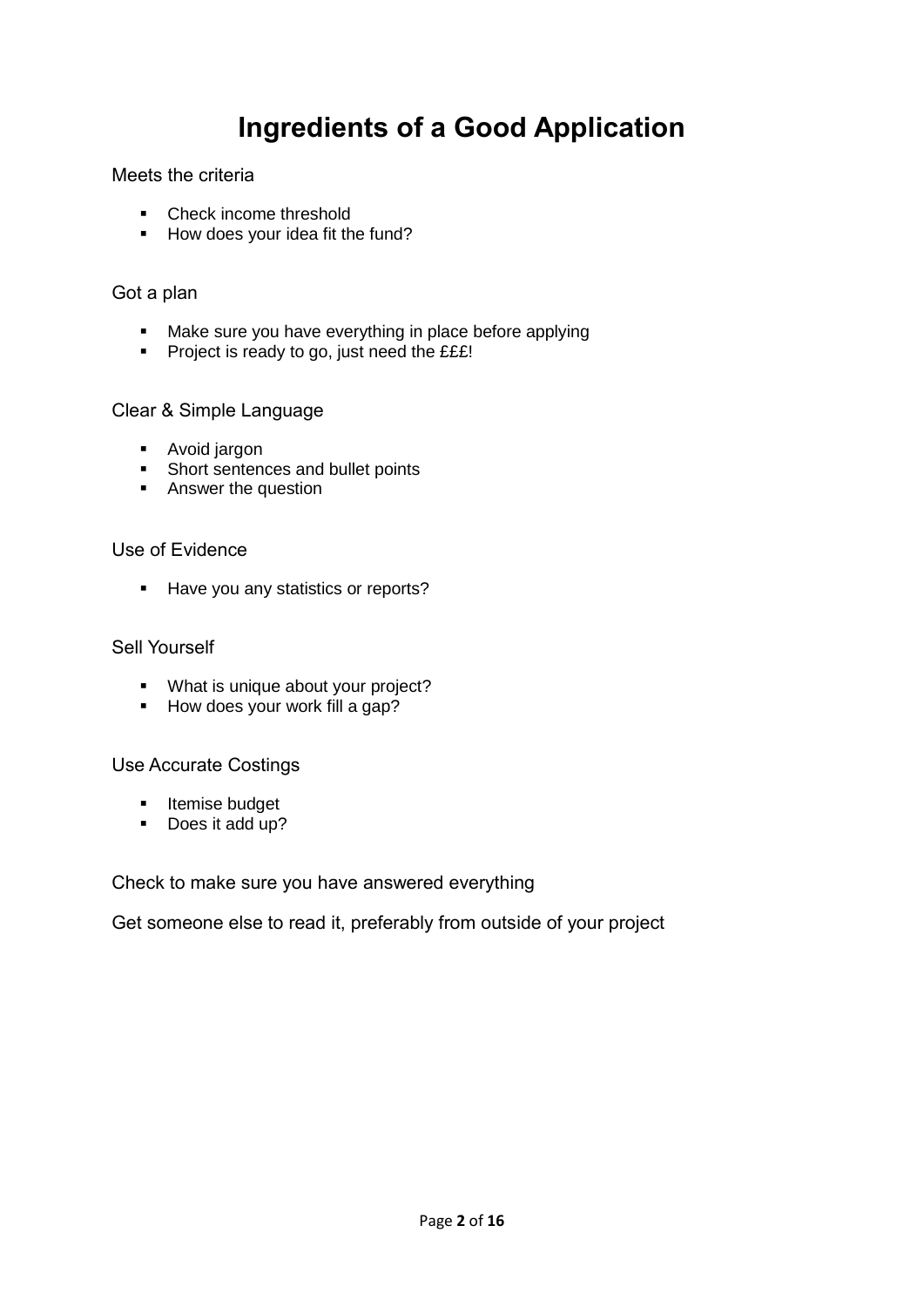# Ingredients of a Good Application

Meets the criteria

- Check income threshold
- How does your idea fit the fund?

Got a plan

- Make sure you have everything in place before applying
- Project is ready to go, just need the £££!

Clear & Simple Language

- Avoid jargon
- Short sentences and bullet points
- Answer the question

Use of Evidence

- Have you any statistics or reports?

Sell Yourself

- What is unique about your project?
- How does your work fill a gap?

Use Accurate Costings

- Itemise budget
- Does it add up?

Check to make sure you have answered everything

Get someone else to read it, preferably from outside of your project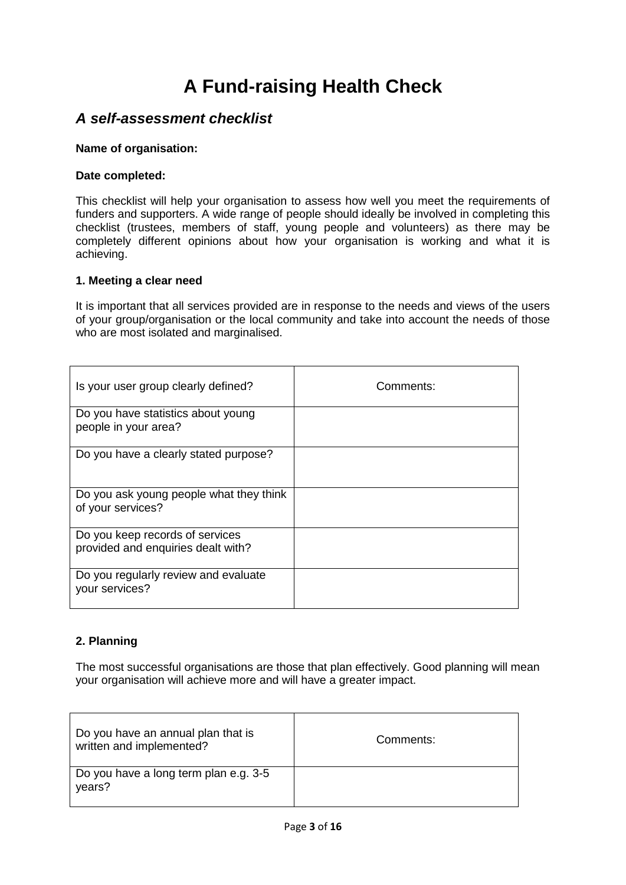# A Fund-raising Health Check

## *A self-assessment checklist*

**Name of organisation:**

**Date completed:**

This checklist will help your organisation to assess how well you meet the requirements of funders and supporters. A wide range of people should ideally be involved in completing this checklist (trustees, members of staff, young people and volunteers) as there may be completely different opinions about how your organisation is working and what it is achieving.

### 1. Meeting a clear need

It is important that all services provided are in response to the needs and views of the users of your group/organisation or the local community and take into account the needs of those who are most isolated and marginalised.

| Is your user group clearly defined? | Comments: |
|---|---|
| Do you have statistics about young people in your area? | |
| Do you have a clearly stated purpose? | |
| Do you ask young people what they think of your services? | |
| Do you keep records of services provided and enquiries dealt with? | |
| Do you regularly review and evaluate your services? | |

### 2. Planning

The most successful organisations are those that plan effectively. Good planning will mean your organisation will achieve more and will have a greater impact.

| Do you have an annual plan that is written and implemented? | Comments: |
|---|---|
| Do you have a long term plan e.g. 3-5 years? | |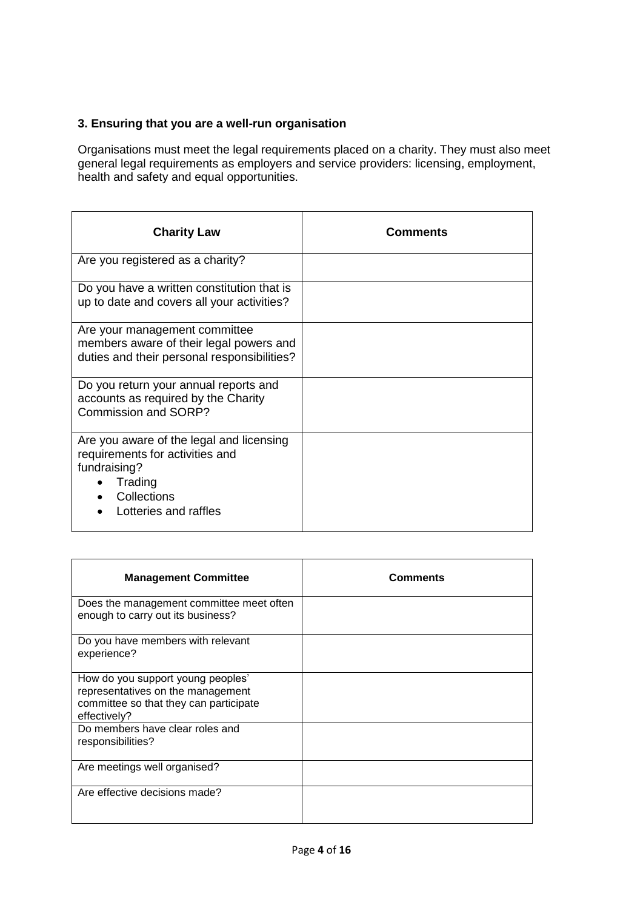### 3. Ensuring that you are a well-run organisation

Organisations must meet the legal requirements placed on a charity. They must also meet general legal requirements as employers and service providers: licensing, employment, health and safety and equal opportunities.

| Charity Law | Comments |
|---|---|
| Are you registered as a charity? | |
| Do you have a written constitution that is up to date and covers all your activities? | |
| Are your management committee members aware of their legal powers and duties and their personal responsibilities? | |
| Do you return your annual reports and accounts as required by the Charity Commission and SORP? | |
| Are you aware of the legal and licensing requirements for activities and fundraising?<br>• Trading<br>• Collections<br>• Lotteries and raffles | |

| Management Committee | Comments |
|---|---|
| Does the management committee meet often enough to carry out its business? | |
| Do you have members with relevant experience? | |
| How do you support young peoples' representatives on the management committee so that they can participate effectively? | |
| Do members have clear roles and responsibilities? | |
| Are meetings well organised? | |
| Are effective decisions made? | |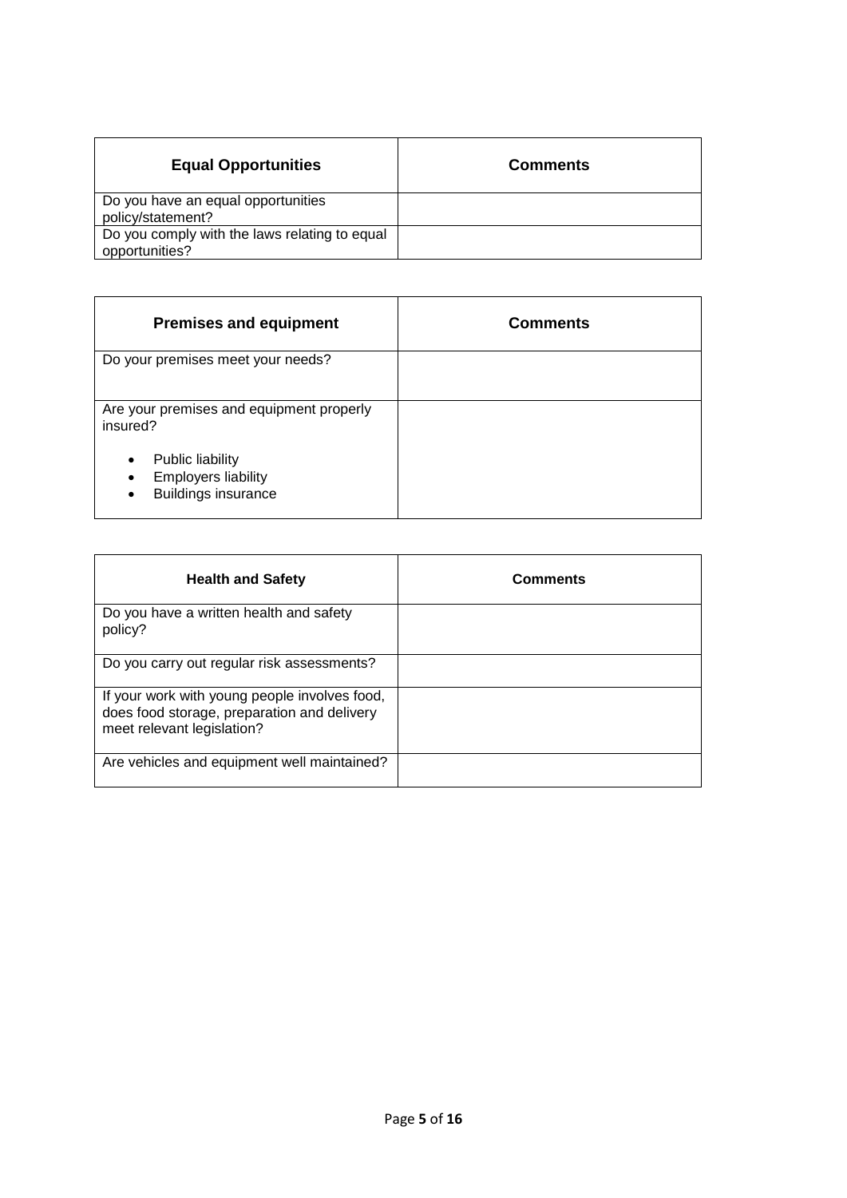| Equal Opportunities | Comments |
|---|---|
| Do you have an equal opportunities policy/statement? | |
| Do you comply with the laws relating to equal opportunities? | |

| Premises and equipment | Comments |
|---|---|
| Do your premises meet your needs? | |
| Are your premises and equipment properly insured?<br>• Public liability<br>• Employers liability<br>• Buildings insurance | |

| Health and Safety | Comments |
|---|---|
| Do you have a written health and safety policy? | |
| Do you carry out regular risk assessments? | |
| If your work with young people involves food, does food storage, preparation and delivery meet relevant legislation? | |
| Are vehicles and equipment well maintained? | |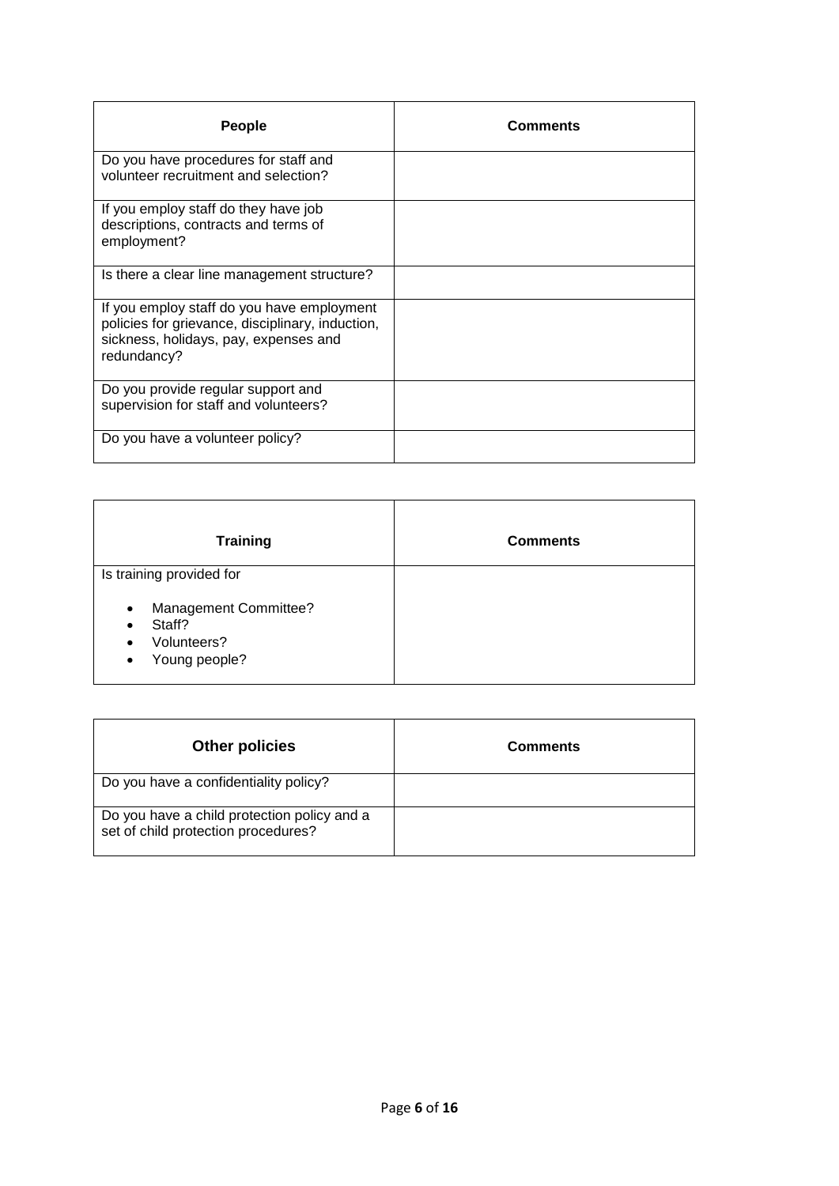| People | Comments |
|---|---|
| Do you have procedures for staff and volunteer recruitment and selection? | |
| If you employ staff do they have job descriptions, contracts and terms of employment? | |
| Is there a clear line management structure? | |
| If you employ staff do you have employment policies for grievance, disciplinary, induction, sickness, holidays, pay, expenses and redundancy? | |
| Do you provide regular support and supervision for staff and volunteers? | |
| Do you have a volunteer policy? | |

| Training | Comments |
|---|---|
| Is training provided for<br><br>• Management Committee?<br>• Staff?<br>• Volunteers?<br>• Young people? | |

| Other policies | Comments |
|---|---|
| Do you have a confidentiality policy? | |
| Do you have a child protection policy and a set of child protection procedures? | |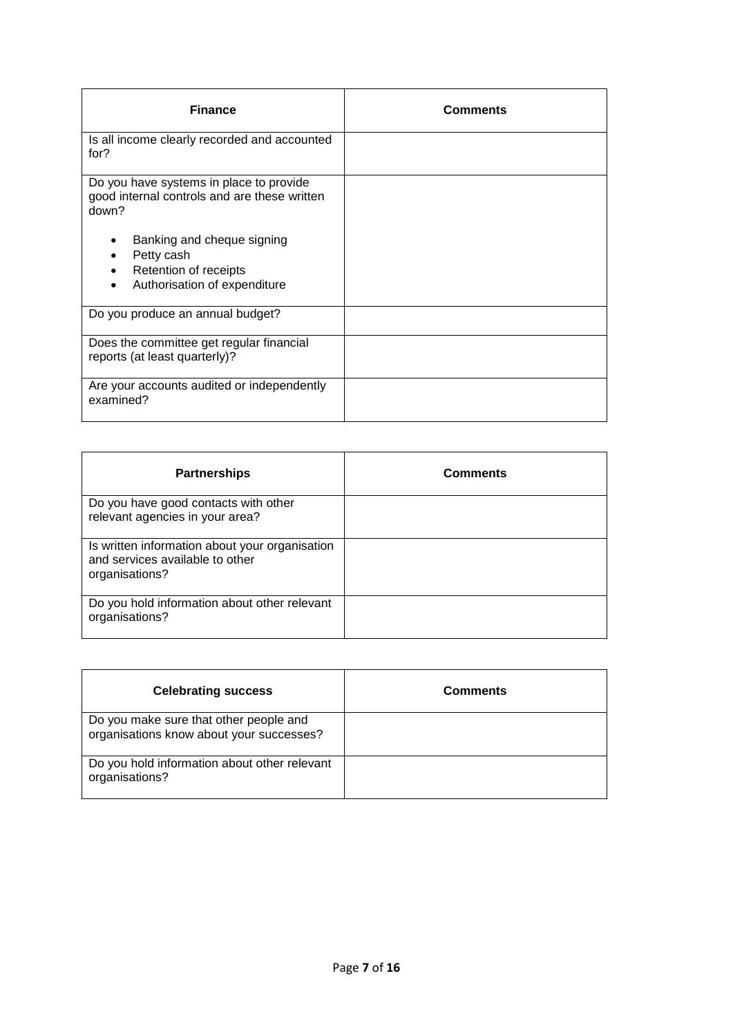| Finance | Comments |
| --- | --- |
| Is all income clearly recorded and accounted for? | |
| Do you have systems in place to provide good internal controls and are these written down?<br><br>• Banking and cheque signing<br>• Petty cash<br>• Retention of receipts<br>• Authorisation of expenditure | |
| Do you produce an annual budget? | |
| Does the committee get regular financial reports (at least quarterly)? | |
| Are your accounts audited or independently examined? | |

| Partnerships | Comments |
| --- | --- |
| Do you have good contacts with other relevant agencies in your area? | |
| Is written information about your organisation and services available to other organisations? | |
| Do you hold information about other relevant organisations? | |

| Celebrating success | Comments |
| --- | --- |
| Do you make sure that other people and organisations know about your successes? | |
| Do you hold information about other relevant organisations? | |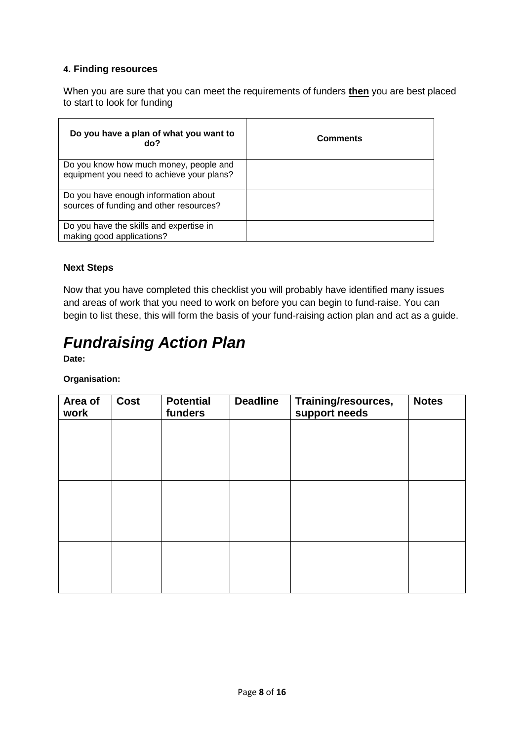#### 4. Finding resources

When you are sure that you can meet the requirements of funders **then** you are best placed to start to look for funding

| Do you have a plan of what you want to do? | Comments |
|---|---|
| Do you know how much money, people and equipment you need to achieve your plans? | |
| Do you have enough information about sources of funding and other resources? | |
| Do you have the skills and expertise in making good applications? | |

#### Next Steps

Now that you have completed this checklist you will probably have identified many issues and areas of work that you need to work on before you can begin to fund-raise. You can begin to list these, this will form the basis of your fund-raising action plan and act as a guide.

# *Fundraising Action Plan*

**Date:**

**Organisation:**

| Area of work | Cost | Potential funders | Deadline | Training/resources, support needs | Notes |
|---|---|---|---|---|---|
| | | | | | |
| | | | | | |
| | | | | | |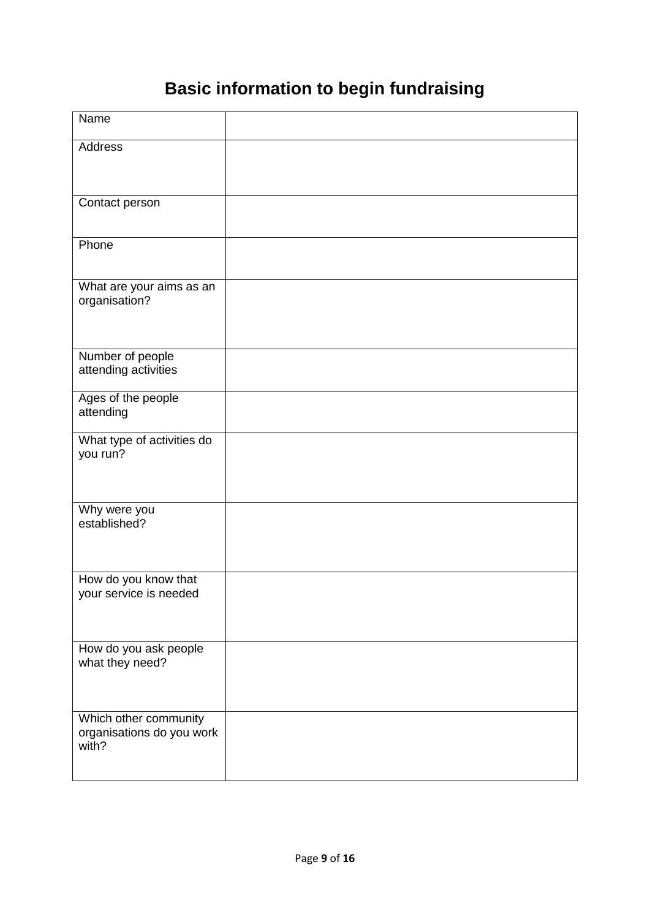# Basic information to begin fundraising

| Name | |
|---|---|
| Address | |
| Contact person | |
| Phone | |
| What are your aims as an organisation? | |
| Number of people attending activities | |
| Ages of the people attending | |
| What type of activities do you run? | |
| Why were you established? | |
| How do you know that your service is needed | |
| How do you ask people what they need? | |
| Which other community organisations do you work with? | |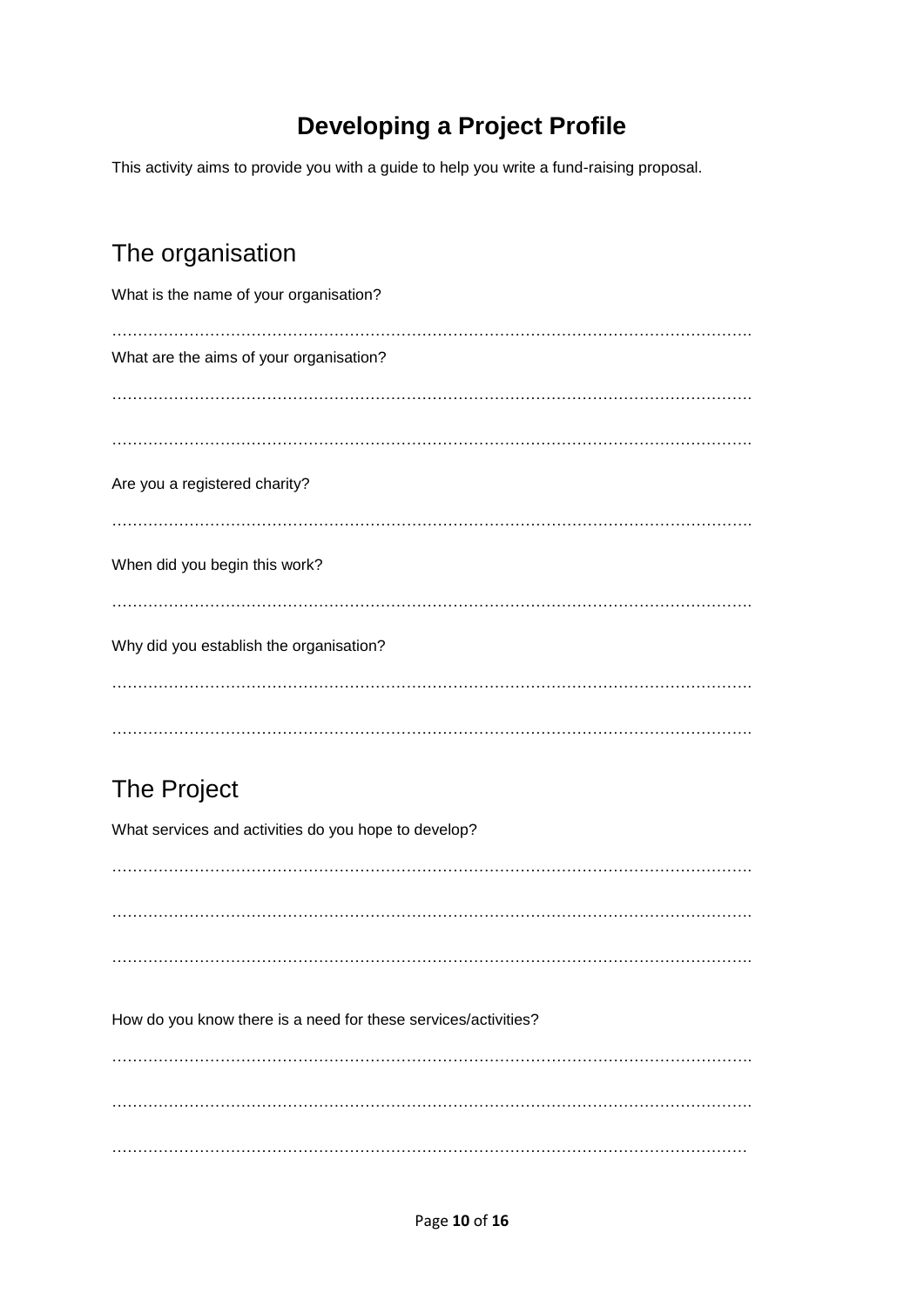# Developing a Project Profile

This activity aims to provide you with a guide to help you write a fund-raising proposal.

## The organisation

What is the name of your organisation?

…………………………………………………………………………………………………………….

What are the aims of your organisation?

…………………………………………………………………………………………………………….

…………………………………………………………………………………………………………….

Are you a registered charity?

…………………………………………………………………………………………………………….

When did you begin this work?

…………………………………………………………………………………………………………….

Why did you establish the organisation?

…………………………………………………………………………………………………………….

…………………………………………………………………………………………………………….

## The Project

What services and activities do you hope to develop?

…………………………………………………………………………………………………………….

…………………………………………………………………………………………………………….

…………………………………………………………………………………………………………….

How do you know there is a need for these services/activities?

…………………………………………………………………………………………………………….

…………………………………………………………………………………………………………….

……………………………………………………………………………………………………………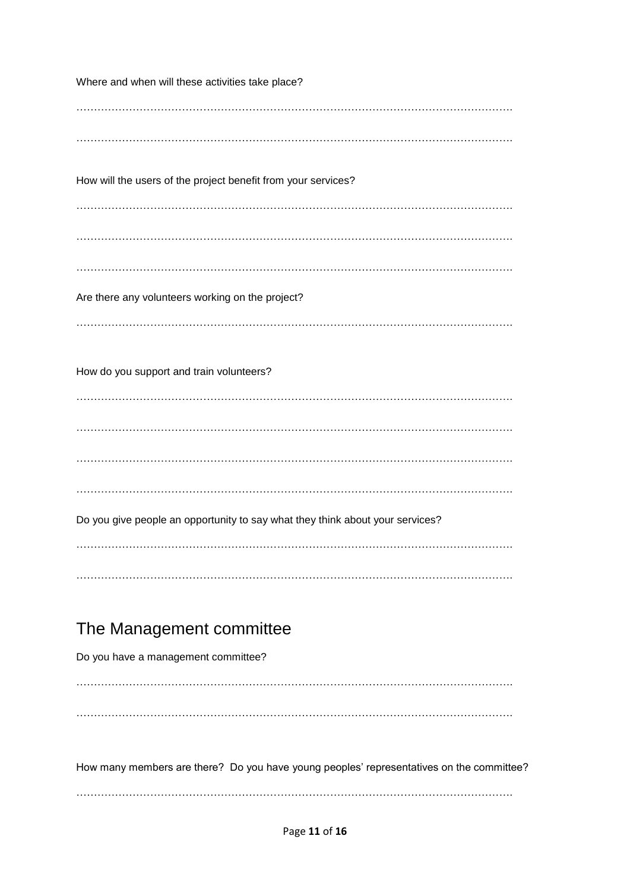Where and when will these activities take place?

…………………………………………………………………………………………………………….

…………………………………………………………………………………………………………….

How will the users of the project benefit from your services?

…………………………………………………………………………………………………………….

…………………………………………………………………………………………………………….

…………………………………………………………………………………………………………….

Are there any volunteers working on the project?

…………………………………………………………………………………………………………….

How do you support and train volunteers?

…………………………………………………………………………………………………………….

…………………………………………………………………………………………………………….

…………………………………………………………………………………………………………….

…………………………………………………………………………………………………………….

Do you give people an opportunity to say what they think about your services?

…………………………………………………………………………………………………………….

…………………………………………………………………………………………………………….

## The Management committee

Do you have a management committee?

…………………………………………………………………………………………………………….

…………………………………………………………………………………………………………….

How many members are there? Do you have young peoples' representatives on the committee?

…………………………………………………………………………………………………………….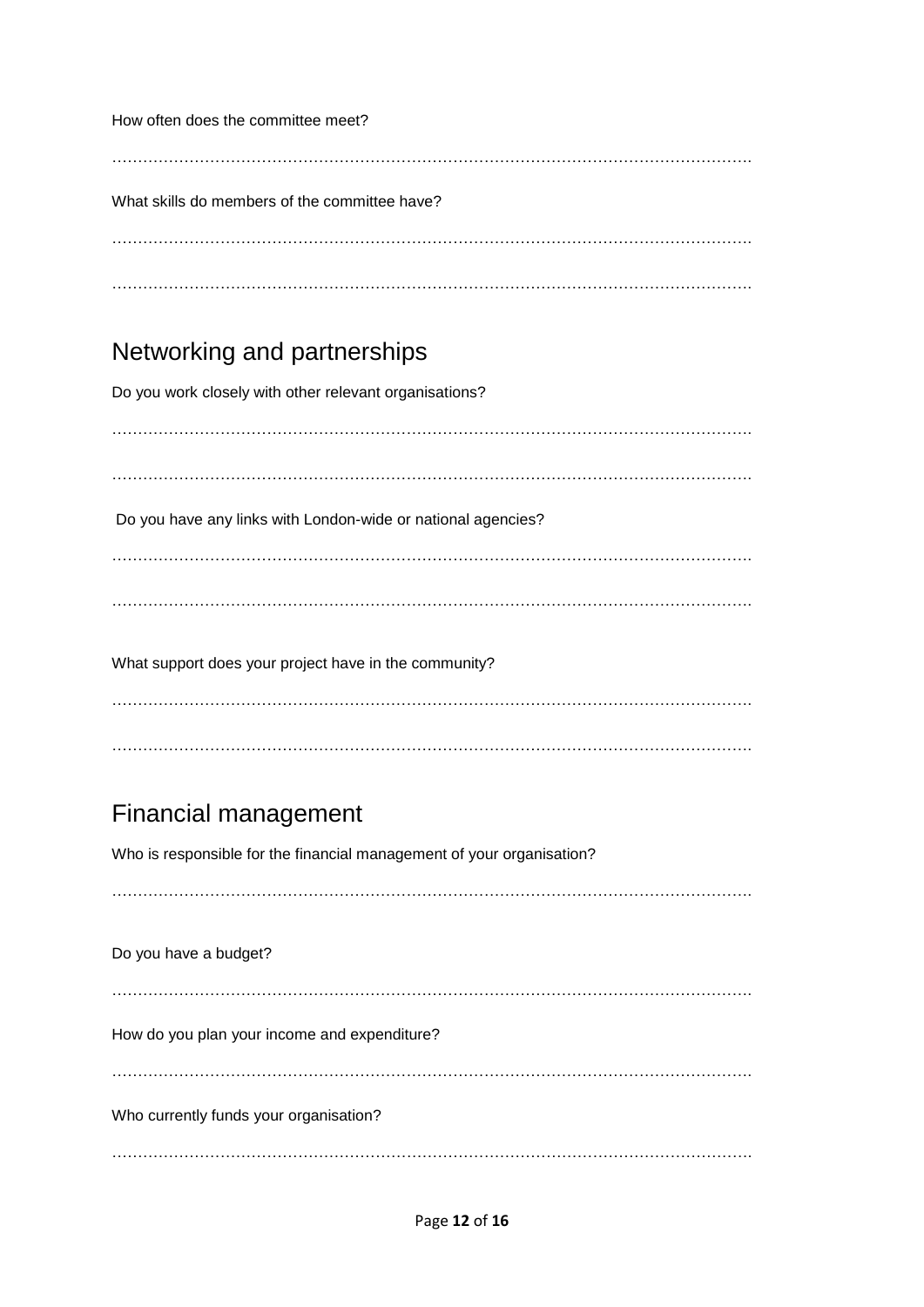How often does the committee meet?

……………………………………………………………………………………………………………….

What skills do members of the committee have?

……………………………………………………………………………………………………………….

……………………………………………………………………………………………………………….

## Networking and partnerships

Do you work closely with other relevant organisations?

……………………………………………………………………………………………………………….

……………………………………………………………………………………………………………….

Do you have any links with London-wide or national agencies?

……………………………………………………………………………………………………………….

……………………………………………………………………………………………………………….

What support does your project have in the community?

……………………………………………………………………………………………………………….

……………………………………………………………………………………………………………….

## Financial management

Who is responsible for the financial management of your organisation?

……………………………………………………………………………………………………………….

Do you have a budget?

……………………………………………………………………………………………………………….

How do you plan your income and expenditure?

……………………………………………………………………………………………………………….

Who currently funds your organisation?

……………………………………………………………………………………………………………….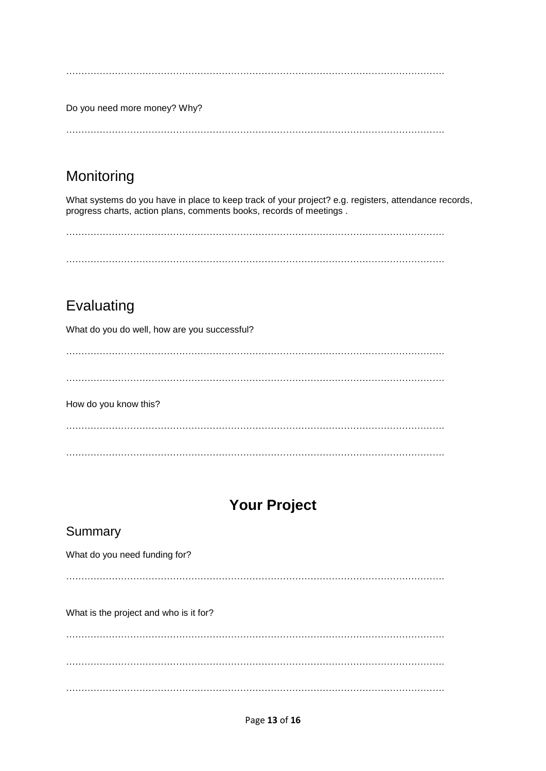……………………………………………………………………………………………………………

Do you need more money? Why?

……………………………………………………………………………………………………………

## Monitoring

What systems do you have in place to keep track of your project? e.g. registers, attendance records, progress charts, action plans, comments books, records of meetings .

……………………………………………………………………………………………………………

……………………………………………………………………………………………………………

## Evaluating

What do you do well, how are you successful?

……………………………………………………………………………………………………………

……………………………………………………………………………………………………………

How do you know this?

……………………………………………………………………………………………………………

……………………………………………………………………………………………………………

# Your Project

## Summary

What do you need funding for?

……………………………………………………………………………………………………………

What is the project and who is it for?

……………………………………………………………………………………………………………

……………………………………………………………………………………………………………

……………………………………………………………………………………………………………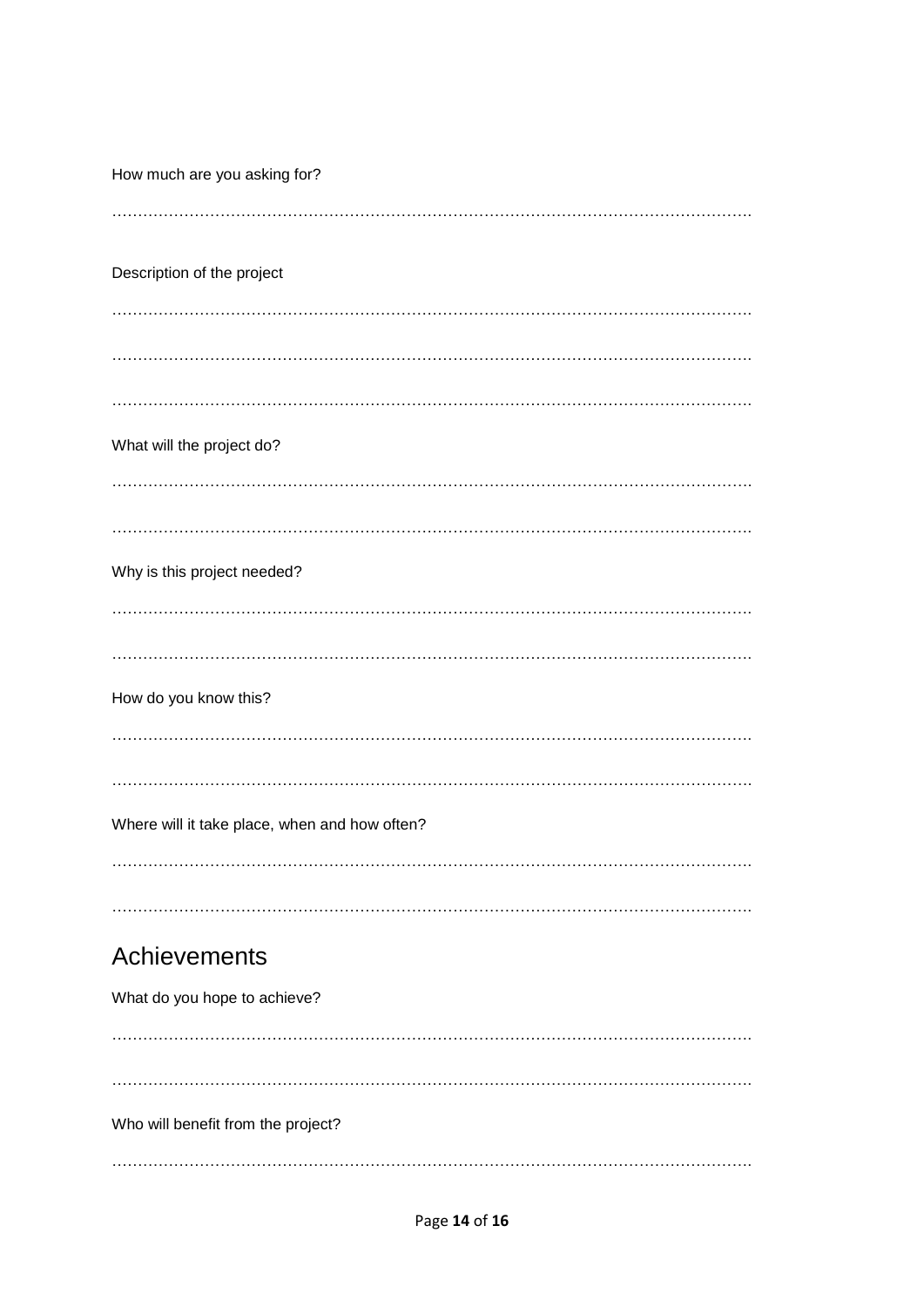How much are you asking for?

……………………………………………………………………………………………………………

Description of the project

……………………………………………………………………………………………………………

……………………………………………………………………………………………………………

……………………………………………………………………………………………………………

What will the project do?

……………………………………………………………………………………………………………

……………………………………………………………………………………………………………

Why is this project needed?

……………………………………………………………………………………………………………

……………………………………………………………………………………………………………

How do you know this?

……………………………………………………………………………………………………………

……………………………………………………………………………………………………………

Where will it take place, when and how often?

……………………………………………………………………………………………………………

……………………………………………………………………………………………………………

## Achievements

What do you hope to achieve?

……………………………………………………………………………………………………………

……………………………………………………………………………………………………………

Who will benefit from the project?

……………………………………………………………………………………………………………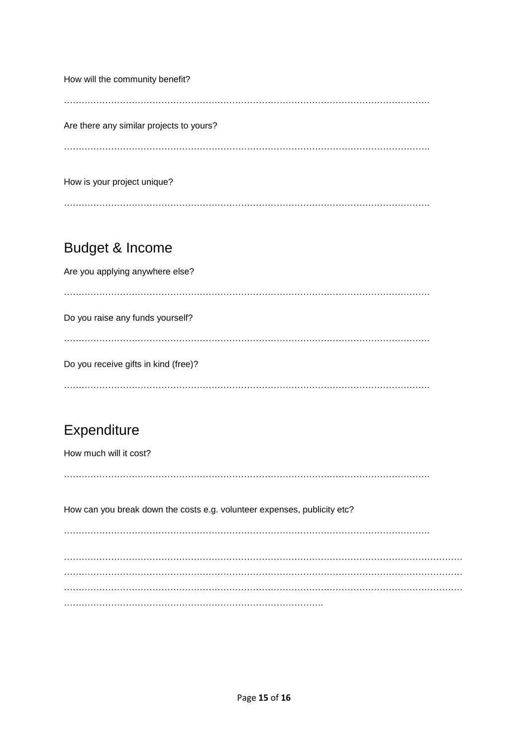How will the community benefit?

…………………………………………………………………………………………………………….

Are there any similar projects to yours?

…………………………………………………………………………………………………………….

How is your project unique?

…………………………………………………………………………………………………………….

## Budget & Income

Are you applying anywhere else?

…………………………………………………………………………………………………………….

Do you raise any funds yourself?

…………………………………………………………………………………………………………….

Do you receive gifts in kind (free)?

…………………………………………………………………………………………………………….

## Expenditure

How much will it cost?

…………………………………………………………………………………………………………….

How can you break down the costs e.g. volunteer expenses, publicity etc?

…………………………………………………………………………………………………………….

………………………………………………………………………………………………………………………
………………………………………………………………………………………………………………………
………………………………………………………………………………………………………………………
…………………………………………………………………………………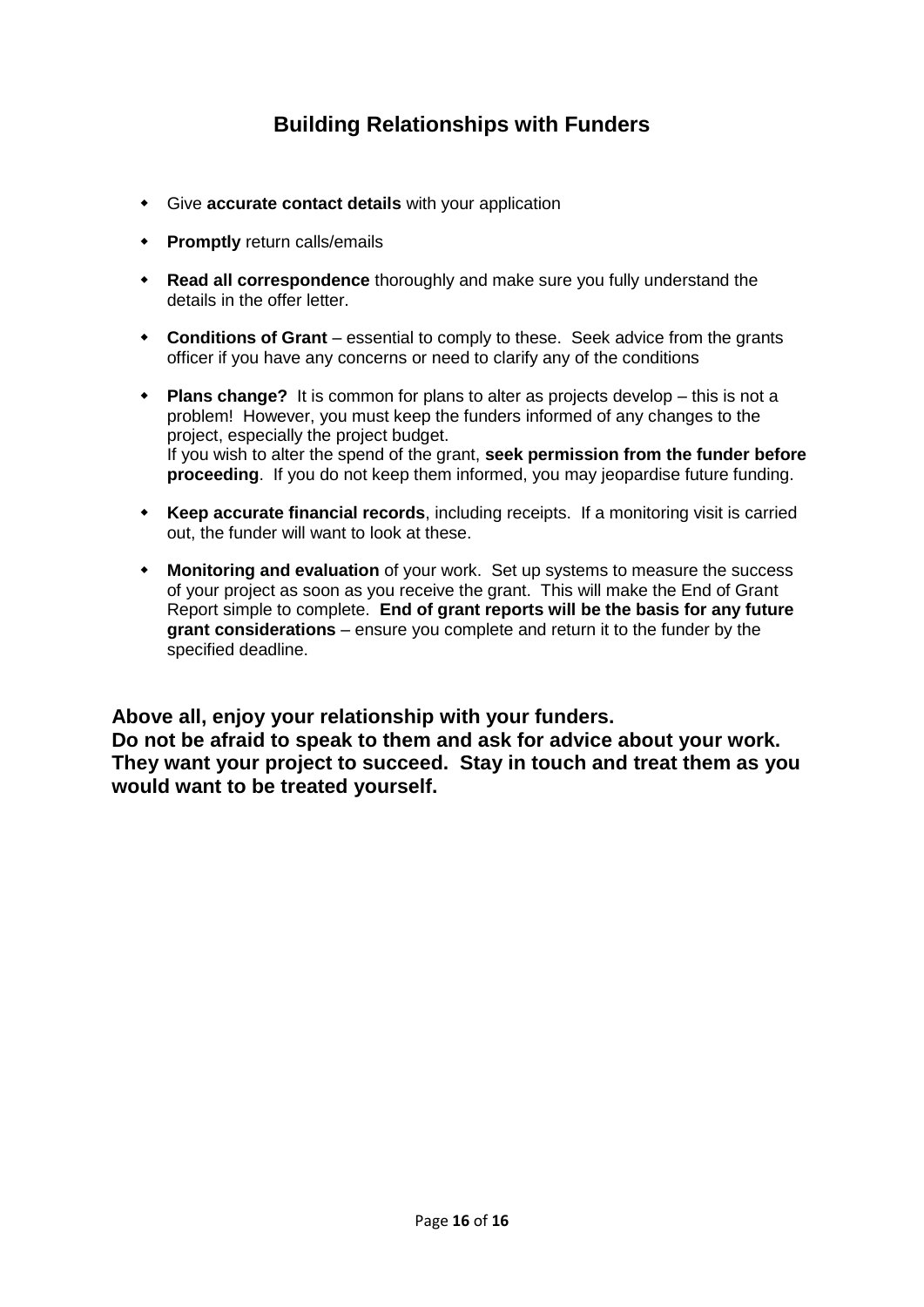## Building Relationships with Funders

- Give **accurate contact details** with your application
- **Promptly** return calls/emails
- **Read all correspondence** thoroughly and make sure you fully understand the details in the offer letter.
- **Conditions of Grant** – essential to comply to these. Seek advice from the grants officer if you have any concerns or need to clarify any of the conditions
- **Plans change?** It is common for plans to alter as projects develop – this is not a problem! However, you must keep the funders informed of any changes to the project, especially the project budget.
  If you wish to alter the spend of the grant, **seek permission from the funder before proceeding**. If you do not keep them informed, you may jeopardise future funding.
- **Keep accurate financial records**, including receipts. If a monitoring visit is carried out, the funder will want to look at these.
- **Monitoring and evaluation** of your work. Set up systems to measure the success of your project as soon as you receive the grant. This will make the End of Grant Report simple to complete. **End of grant reports will be the basis for any future grant considerations** – ensure you complete and return it to the funder by the specified deadline.

**Above all, enjoy your relationship with your funders.
Do not be afraid to speak to them and ask for advice about your work. They want your project to succeed. Stay in touch and treat them as you would want to be treated yourself.**